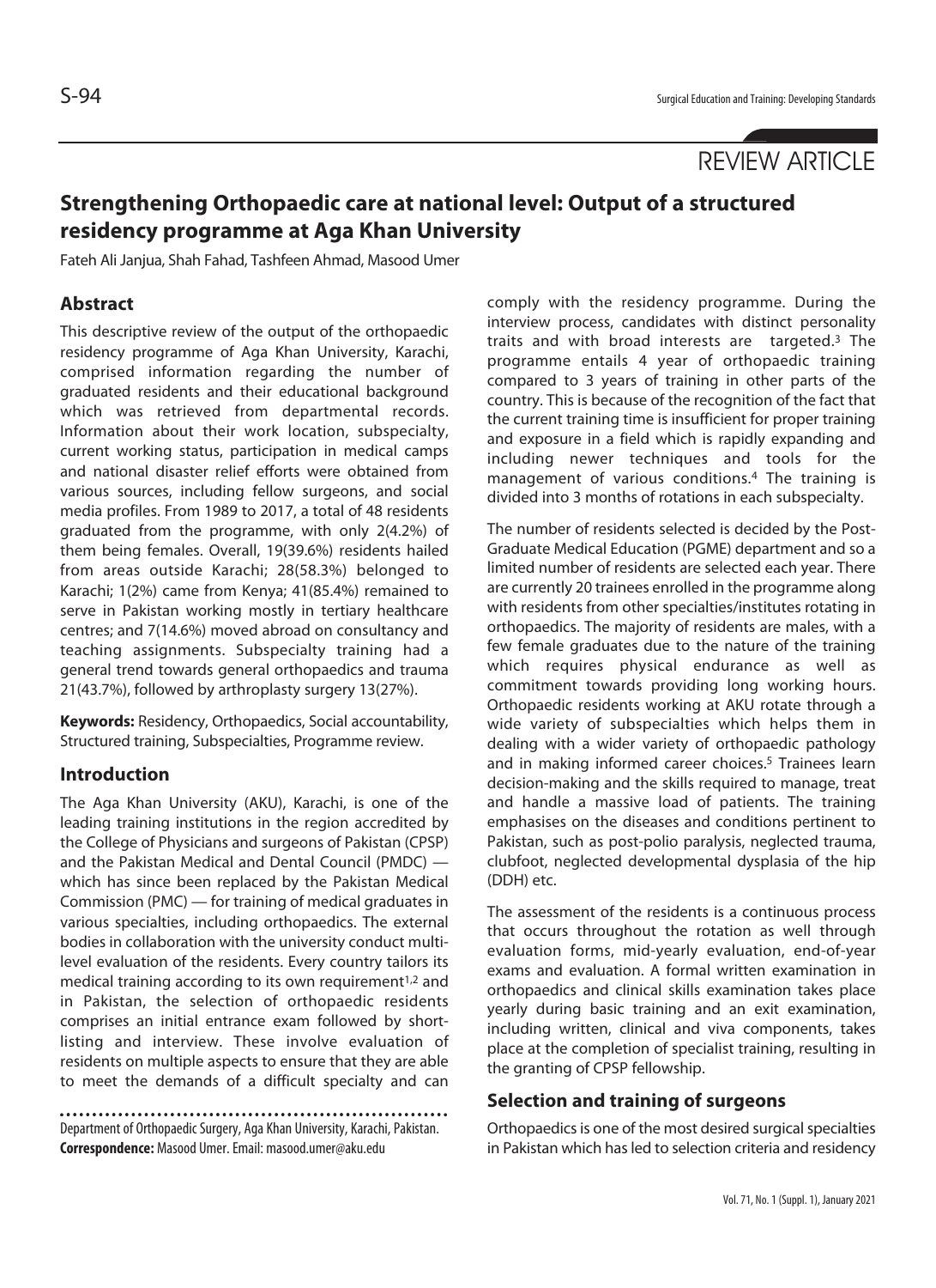REVIEW ARTICLE

# Strengthening Orthopaedic care at national level: Output of a structured residency programme at Aga Khan University

Fateh Ali Janjua, Shah Fahad, Tashfeen Ahmad, Masood Umer

## Abstract

This descriptive review of the output of the orthopaedic residency programme of Aga Khan University, Karachi, comprised information regarding the number of graduated residents and their educational background which was retrieved from departmental records. Information about their work location, subspecialty, current working status, participation in medical camps and national disaster relief efforts were obtained from various sources, including fellow surgeons, and social media profiles. From 1989 to 2017, a total of 48 residents graduated from the programme, with only 2(4.2%) of them being females. Overall, 19(39.6%) residents hailed from areas outside Karachi; 28(58.3%) belonged to Karachi; 1(2%) came from Kenya; 41(85.4%) remained to serve in Pakistan working mostly in tertiary healthcare centres; and 7(14.6%) moved abroad on consultancy and teaching assignments. Subspecialty training had a general trend towards general orthopaedics and trauma 21(43.7%), followed by arthroplasty surgery 13(27%).

**Keywords:** Residency, Orthopaedics, Social accountability, Structured training, Subspecialties, Programme review.

## Introduction

The Aga Khan University (AKU), Karachi, is one of the leading training institutions in the region accredited by the College of Physicians and surgeons of Pakistan (CPSP) and the Pakistan Medical and Dental Council (PMDC) — which has since been replaced by the Pakistan Medical Commission (PMC) — for training of medical graduates in various specialties, including orthopaedics. The external bodies in collaboration with the university conduct multi-level evaluation of the residents. Every country tailors its medical training according to its own requirement[1,2] and in Pakistan, the selection of orthopaedic residents comprises an initial entrance exam followed by short-listing and interview. These involve evaluation of residents on multiple aspects to ensure that they are able to meet the demands of a difficult specialty and can comply with the residency programme. During the interview process, candidates with distinct personality traits and with broad interests are targeted.[3] The programme entails 4 year of orthopaedic training compared to 3 years of training in other parts of the country. This is because of the recognition of the fact that the current training time is insufficient for proper training and exposure in a field which is rapidly expanding and including newer techniques and tools for the management of various conditions.[4] The training is divided into 3 months of rotations in each subspecialty.

The number of residents selected is decided by the Post-Graduate Medical Education (PGME) department and so a limited number of residents are selected each year. There are currently 20 trainees enrolled in the programme along with residents from other specialties/institutes rotating in orthopaedics. The majority of residents are males, with a few female graduates due to the nature of the training which requires physical endurance as well as commitment towards providing long working hours. Orthopaedic residents working at AKU rotate through a wide variety of subspecialties which helps them in dealing with a wider variety of orthopaedic pathology and in making informed career choices.[5] Trainees learn decision-making and the skills required to manage, treat and handle a massive load of patients. The training emphasises on the diseases and conditions pertinent to Pakistan, such as post-polio paralysis, neglected trauma, clubfoot, neglected developmental dysplasia of the hip (DDH) etc.

The assessment of the residents is a continuous process that occurs throughout the rotation as well through evaluation forms, mid-yearly evaluation, end-of-year exams and evaluation. A formal written examination in orthopaedics and clinical skills examination takes place yearly during basic training and an exit examination, including written, clinical and viva components, takes place at the completion of specialist training, resulting in the granting of CPSP fellowship.

## Selection and training of surgeons

Orthopaedics is one of the most desired surgical specialties in Pakistan which has led to selection criteria and residency

Department of Orthopaedic Surgery, Aga Khan University, Karachi, Pakistan.
**Correspondence:** Masood Umer. Email: masood.umer@aku.edu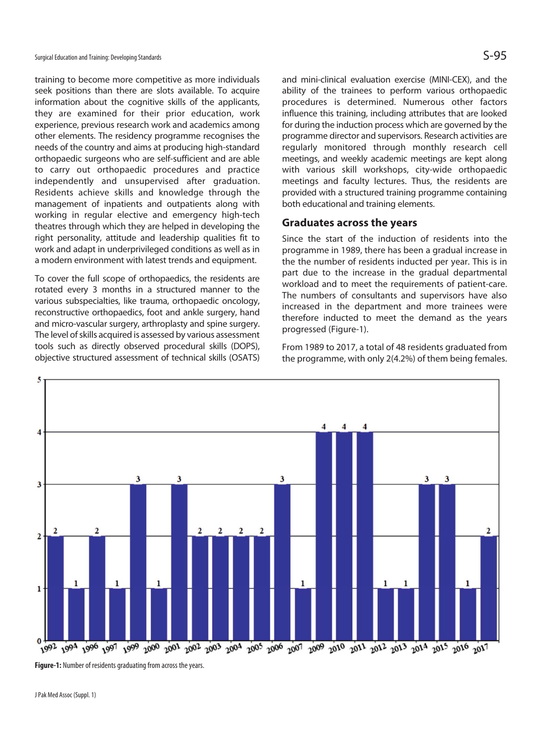training to become more competitive as more individuals seek positions than there are slots available. To acquire information about the cognitive skills of the applicants, they are examined for their prior education, work experience, previous research work and academics among other elements. The residency programme recognises the needs of the country and aims at producing high-standard orthopaedic surgeons who are self-sufficient and are able to carry out orthopaedic procedures and practice independently and unsupervised after graduation. Residents achieve skills and knowledge through the management of inpatients and outpatients along with working in regular elective and emergency high-tech theatres through which they are helped in developing the right personality, attitude and leadership qualities fit to work and adapt in underprivileged conditions as well as in a modern environment with latest trends and equipment.

To cover the full scope of orthopaedics, the residents are rotated every 3 months in a structured manner to the various subspecialties, like trauma, orthopaedic oncology, reconstructive orthopaedics, foot and ankle surgery, hand and micro-vascular surgery, arthroplasty and spine surgery. The level of skills acquired is assessed by various assessment tools such as directly observed procedural skills (DOPS), objective structured assessment of technical skills (OSATS) and mini-clinical evaluation exercise (MINI-CEX), and the ability of the trainees to perform various orthopaedic procedures is determined. Numerous other factors influence this training, including attributes that are looked for during the induction process which are governed by the programme director and supervisors. Research activities are regularly monitored through monthly research cell meetings, and weekly academic meetings are kept along with various skill workshops, city-wide orthopaedic meetings and faculty lectures. Thus, the residents are provided with a structured training programme containing both educational and training elements.

## Graduates across the years

Since the start of the induction of residents into the programme in 1989, there has been a gradual increase in the the number of residents inducted per year. This is in part due to the increase in the gradual departmental workload and to meet the requirements of patient-care. The numbers of consultants and supervisors have also increased in the department and more trainees were therefore inducted to meet the demand as the years progressed (Figure-1).

From 1989 to 2017, a total of 48 residents graduated from the programme, with only 2(4.2%) of them being females.

| Year | Number of residents graduating |
|---|---|
| 1992 | 2 |
| 1994 | 1 |
| 1996 | 2 |
| 1997 | 1 |
| 1999 | 3 |
| 2000 | 1 |
| 2001 | 3 |
| 2002 | 2 |
| 2003 | 2 |
| 2004 | 2 |
| 2005 | 2 |
| 2006 | 3 |
| 2007 | 1 |
| 2009 | 4 |
| 2010 | 4 |
| 2011 | 4 |
| 2012 | 1 |
| 2013 | 1 |
| 2014 | 3 |
| 2015 | 3 |
| 2016 | 1 |
| 2017 | 2 |

**Figure-1:** Number of residents graduating from across the years.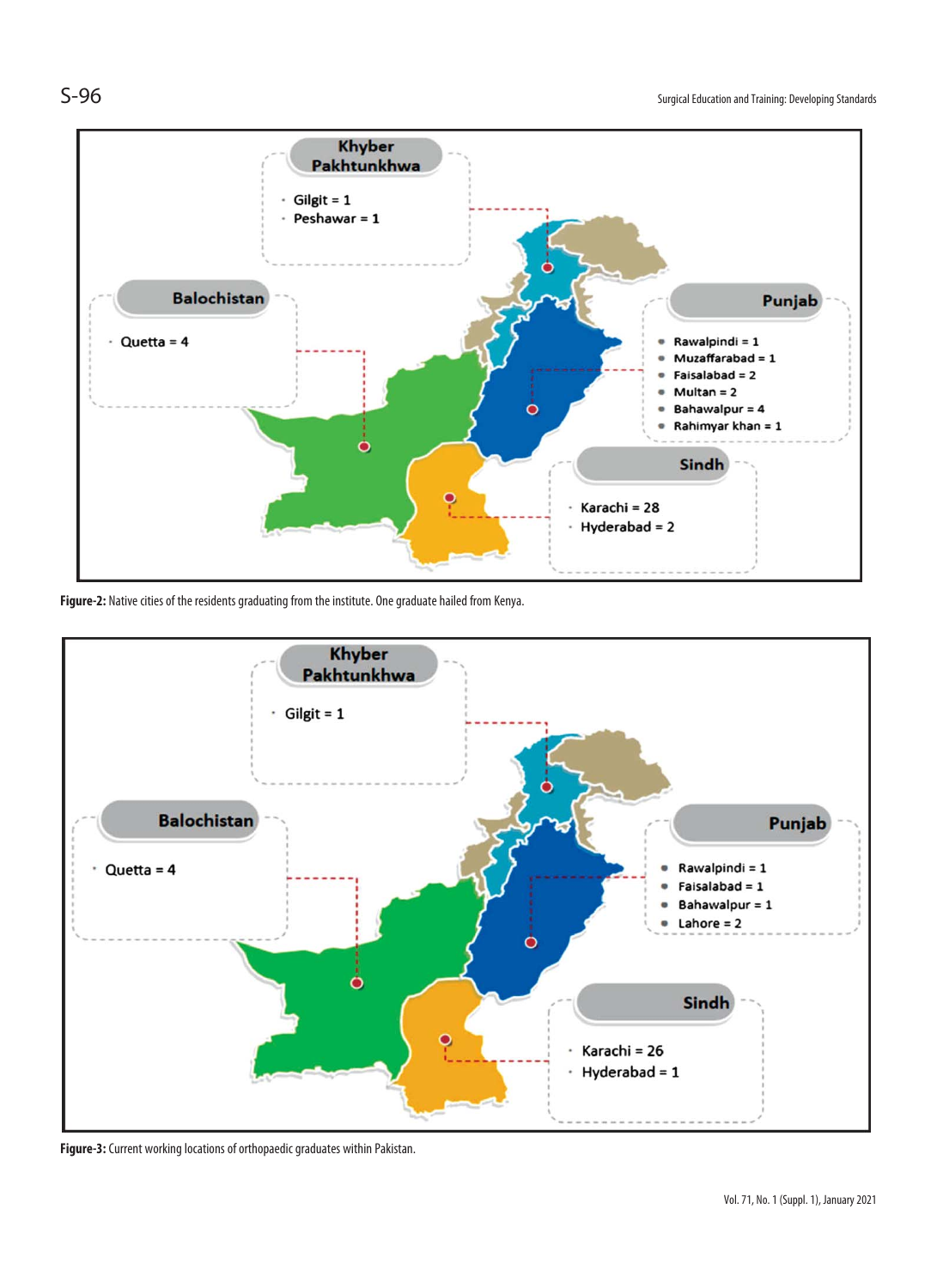**Khyber Pakhtunkhwa**
- Gilgit = 1
- Peshawar = 1

**Balochistan**
- Quetta = 4

**Punjab**
- Rawalpindi = 1
- Muzaffarabad = 1
- Faisalabad = 2
- Multan = 2
- Bahawalpur = 4
- Rahimyar khan = 1

**Sindh**
- Karachi = 28
- Hyderabad = 2

**Figure-2:** Native cities of the residents graduating from the institute. One graduate hailed from Kenya.

**Khyber Pakhtunkhwa**
- Gilgit = 1

**Balochistan**
- Quetta = 4

**Punjab**
- Rawalpindi = 1
- Faisalabad = 1
- Bahawalpur = 1
- Lahore = 2

**Sindh**
- Karachi = 26
- Hyderabad = 1

**Figure-3:** Current working locations of orthopaedic graduates within Pakistan.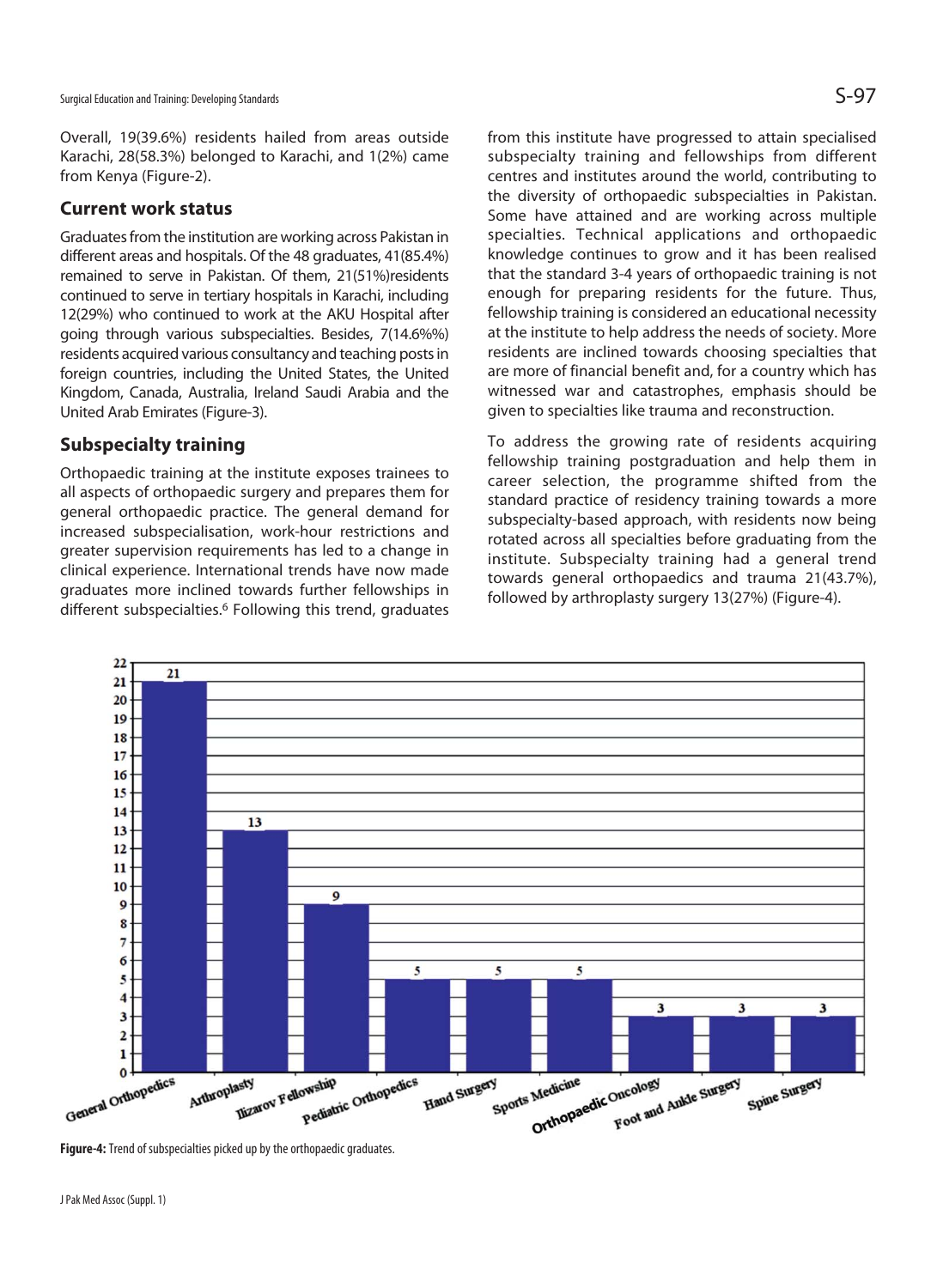Overall, 19(39.6%) residents hailed from areas outside Karachi, 28(58.3%) belonged to Karachi, and 1(2%) came from Kenya (Figure-2).

## Current work status

Graduates from the institution are working across Pakistan in different areas and hospitals. Of the 48 graduates, 41(85.4%) remained to serve in Pakistan. Of them, 21(51%)residents continued to serve in tertiary hospitals in Karachi, including 12(29%) who continued to work at the AKU Hospital after going through various subspecialties. Besides, 7(14.6%%) residents acquired various consultancy and teaching posts in foreign countries, including the United States, the United Kingdom, Canada, Australia, Ireland Saudi Arabia and the United Arab Emirates (Figure-3).

## Subspecialty training

Orthopaedic training at the institute exposes trainees to all aspects of orthopaedic surgery and prepares them for general orthopaedic practice. The general demand for increased subspecialisation, work-hour restrictions and greater supervision requirements has led to a change in clinical experience. International trends have now made graduates more inclined towards further fellowships in different subspecialties.[6] Following this trend, graduates from this institute have progressed to attain specialised subspecialty training and fellowships from different centres and institutes around the world, contributing to the diversity of orthopaedic subspecialties in Pakistan. Some have attained and are working across multiple specialties. Technical applications and orthopaedic knowledge continues to grow and it has been realised that the standard 3-4 years of orthopaedic training is not enough for preparing residents for the future. Thus, fellowship training is considered an educational necessity at the institute to help address the needs of society. More residents are inclined towards choosing specialties that are more of financial benefit and, for a country which has witnessed war and catastrophes, emphasis should be given to specialties like trauma and reconstruction.

To address the growing rate of residents acquiring fellowship training postgraduation and help them in career selection, the programme shifted from the standard practice of residency training towards a more subspecialty-based approach, with residents now being rotated across all specialties before graduating from the institute. Subspecialty training had a general trend towards general orthopaedics and trauma 21(43.7%), followed by arthroplasty surgery 13(27%) (Figure-4).

| Subspecialty | Number |
|---|---|
| General Orthopedics | 21 |
| Arthroplasty | 13 |
| Ilizarov Fellowship | 9 |
| Pediatric Orthopedics | 5 |
| Hand Surgery | 5 |
| Sports Medicine | 5 |
| Orthopaedic Oncology | 3 |
| Foot and Ankle Surgery | 3 |
| Spine Surgery | 3 |

**Figure-4:** Trend of subspecialties picked up by the orthopaedic graduates.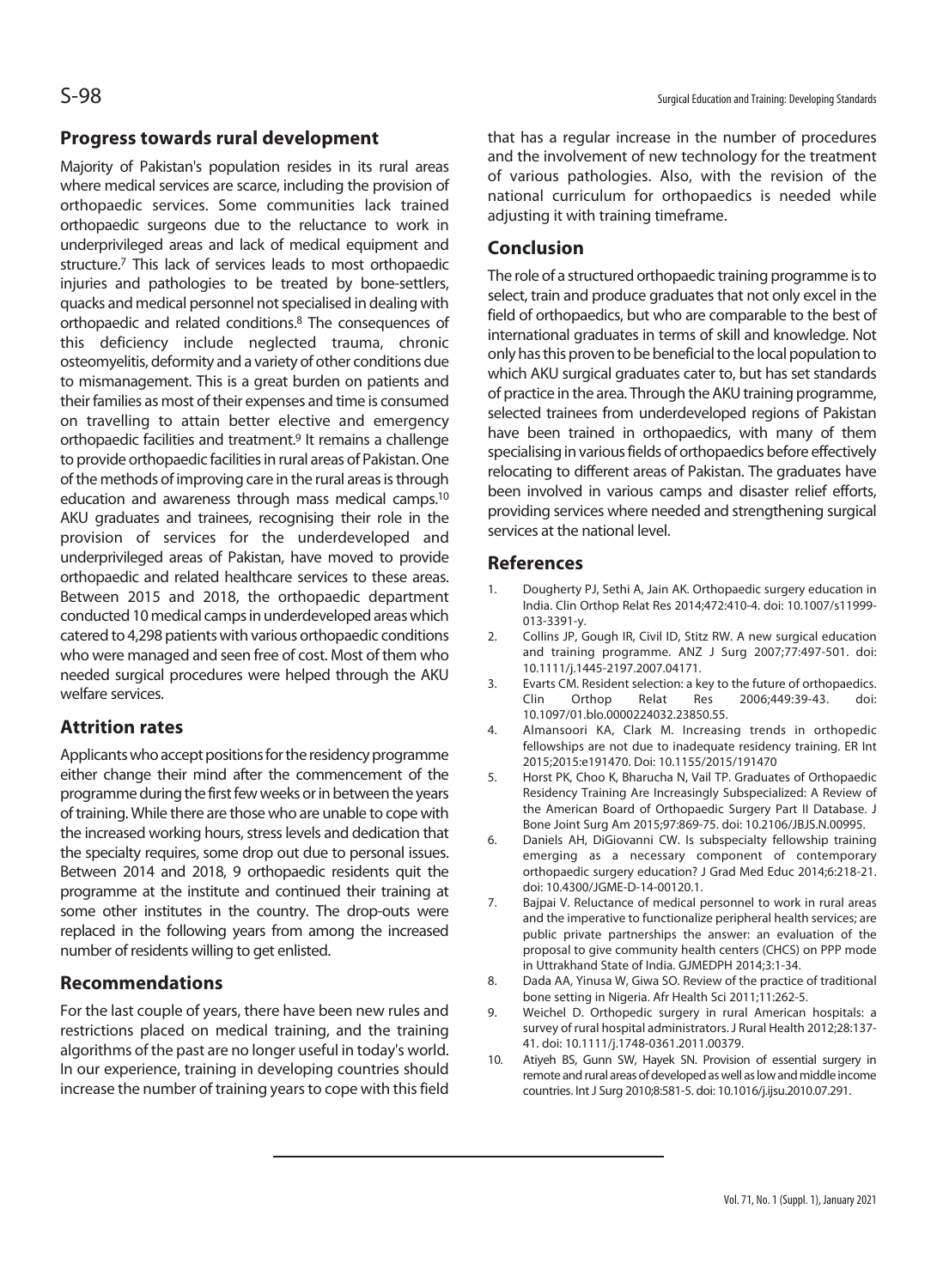## Progress towards rural development

Majority of Pakistan's population resides in its rural areas where medical services are scarce, including the provision of orthopaedic services. Some communities lack trained orthopaedic surgeons due to the reluctance to work in underprivileged areas and lack of medical equipment and structure.[7] This lack of services leads to most orthopaedic injuries and pathologies to be treated by bone-setters, quacks and medical personnel not specialised in dealing with orthopaedic and related conditions.[8] The consequences of this deficiency include neglected trauma, chronic osteomyelitis, deformity and a variety of other conditions due to mismanagement. This is a great burden on patients and their families as most of their expenses and time is consumed on travelling to attain better elective and emergency orthopaedic facilities and treatment.[9] It remains a challenge to provide orthopaedic facilities in rural areas of Pakistan. One of the methods of improving care in the rural areas is through education and awareness through mass medical camps.[10] AKU graduates and trainees, recognising their role in the provision of services for the underdeveloped and underprivileged areas of Pakistan, have moved to provide orthopaedic and related healthcare services to these areas. Between 2015 and 2018, the orthopaedic department conducted 10 medical camps in underdeveloped areas which catered to 4,298 patients with various orthopaedic conditions who were managed and seen free of cost. Most of them who needed surgical procedures were helped through the AKU welfare services.

## Attrition rates

Applicants who accept positions for the residency programme either change their mind after the commencement of the programme during the first few weeks or in between the years of training. While there are those who are unable to cope with the increased working hours, stress levels and dedication that the specialty requires, some drop out due to personal issues. Between 2014 and 2018, 9 orthopaedic residents quit the programme at the institute and continued their training at some other institutes in the country. The drop-outs were replaced in the following years from among the increased number of residents willing to get enlisted.

## Recommendations

For the last couple of years, there have been new rules and restrictions placed on medical training, and the training algorithms of the past are no longer useful in today's world. In our experience, training in developing countries should increase the number of training years to cope with this field that has a regular increase in the number of procedures and the involvement of new technology for the treatment of various pathologies. Also, with the revision of the national curriculum for orthopaedics is needed while adjusting it with training timeframe.

## Conclusion

The role of a structured orthopaedic training programme is to select, train and produce graduates that not only excel in the field of orthopaedics, but who are comparable to the best of international graduates in terms of skill and knowledge. Not only has this proven to be beneficial to the local population to which AKU surgical graduates cater to, but has set standards of practice in the area. Through the AKU training programme, selected trainees from underdeveloped regions of Pakistan have been trained in orthopaedics, with many of them specialising in various fields of orthopaedics before effectively relocating to different areas of Pakistan. The graduates have been involved in various camps and disaster relief efforts, providing services where needed and strengthening surgical services at the national level.

## References

1. Dougherty PJ, Sethi A, Jain AK. Orthopaedic surgery education in India. Clin Orthop Relat Res 2014;472:410-4. doi: 10.1007/s11999-013-3391-y.
2. Collins JP, Gough IR, Civil ID, Stitz RW. A new surgical education and training programme. ANZ J Surg 2007;77:497-501. doi: 10.1111/j.1445-2197.2007.04171.
3. Evarts CM. Resident selection: a key to the future of orthopaedics. Clin Orthop Relat Res 2006;449:39-43. doi: 10.1097/01.blo.0000224032.23850.55.
4. Almansoori KA, Clark M. Increasing trends in orthopedic fellowships are not due to inadequate residency training. ER Int 2015;2015:e191470. Doi: 10.1155/2015/191470
5. Horst PK, Choo K, Bharucha N, Vail TP. Graduates of Orthopaedic Residency Training Are Increasingly Subspecialized: A Review of the American Board of Orthopaedic Surgery Part II Database. J Bone Joint Surg Am 2015;97:869-75. doi: 10.2106/JBJS.N.00995.
6. Daniels AH, DiGiovanni CW. Is subspecialty fellowship training emerging as a necessary component of contemporary orthopaedic surgery education? J Grad Med Educ 2014;6:218-21. doi: 10.4300/JGME-D-14-00120.1.
7. Bajpai V. Reluctance of medical personnel to work in rural areas and the imperative to functionalize peripheral health services; are public private partnerships the answer: an evaluation of the proposal to give community health centers (CHCS) on PPP mode in Uttrakhand State of India. GJMEDPH 2014;3:1-34.
8. Dada AA, Yinusa W, Giwa SO. Review of the practice of traditional bone setting in Nigeria. Afr Health Sci 2011;11:262-5.
9. Weichel D. Orthopedic surgery in rural American hospitals: a survey of rural hospital administrators. J Rural Health 2012;28:137-41. doi: 10.1111/j.1748-0361.2011.00379.
10. Atiyeh BS, Gunn SW, Hayek SN. Provision of essential surgery in remote and rural areas of developed as well as low and middle income countries. Int J Surg 2010;8:581-5. doi: 10.1016/j.ijsu.2010.07.291.